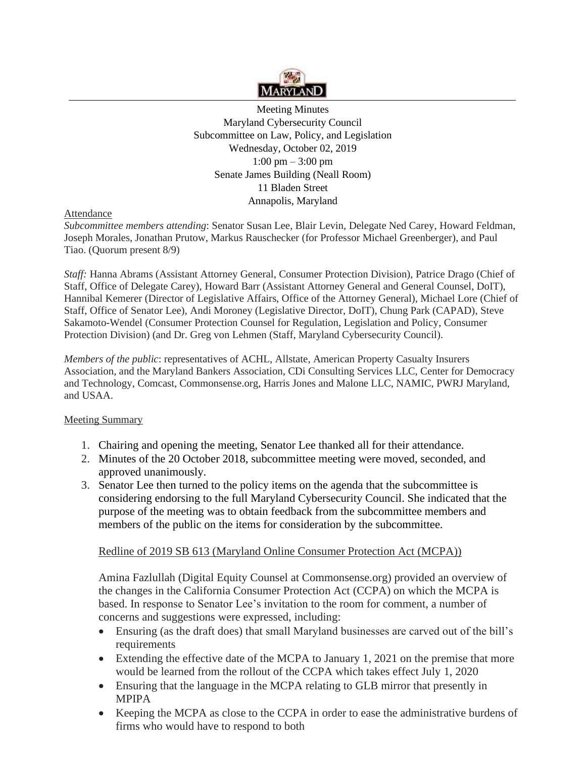MARYLAND

Meeting Minutes
Maryland Cybersecurity Council
Subcommittee on Law, Policy, and Legislation
Wednesday, October 02, 2019
1:00 pm – 3:00 pm
Senate James Building (Neall Room)
11 Bladen Street
Annapolis, Maryland

Attendance

*Subcommittee members attending*: Senator Susan Lee, Blair Levin, Delegate Ned Carey, Howard Feldman, Joseph Morales, Jonathan Prutow, Markus Rauschecker (for Professor Michael Greenberger), and Paul Tiao. (Quorum present 8/9)

*Staff:* Hanna Abrams (Assistant Attorney General, Consumer Protection Division), Patrice Drago (Chief of Staff, Office of Delegate Carey), Howard Barr (Assistant Attorney General and General Counsel, DoIT), Hannibal Kemerer (Director of Legislative Affairs, Office of the Attorney General), Michael Lore (Chief of Staff, Office of Senator Lee), Andi Moroney (Legislative Director, DoIT), Chung Park (CAPAD), Steve Sakamoto-Wendel (Consumer Protection Counsel for Regulation, Legislation and Policy, Consumer Protection Division) (and Dr. Greg von Lehmen (Staff, Maryland Cybersecurity Council).

*Members of the public*: representatives of ACHL, Allstate, American Property Casualty Insurers Association, and the Maryland Bankers Association, CDi Consulting Services LLC, Center for Democracy and Technology, Comcast, Commonsense.org, Harris Jones and Malone LLC, NAMIC, PWRJ Maryland, and USAA.

Meeting Summary

1. Chairing and opening the meeting, Senator Lee thanked all for their attendance.
2. Minutes of the 20 October 2018, subcommittee meeting were moved, seconded, and approved unanimously.
3. Senator Lee then turned to the policy items on the agenda that the subcommittee is considering endorsing to the full Maryland Cybersecurity Council. She indicated that the purpose of the meeting was to obtain feedback from the subcommittee members and members of the public on the items for consideration by the subcommittee.

   Redline of 2019 SB 613 (Maryland Online Consumer Protection Act (MCPA))

   Amina Fazlullah (Digital Equity Counsel at Commonsense.org) provided an overview of the changes in the California Consumer Protection Act (CCPA) on which the MCPA is based. In response to Senator Lee's invitation to the room for comment, a number of concerns and suggestions were expressed, including:

   - Ensuring (as the draft does) that small Maryland businesses are carved out of the bill's requirements
   - Extending the effective date of the MCPA to January 1, 2021 on the premise that more would be learned from the rollout of the CCPA which takes effect July 1, 2020
   - Ensuring that the language in the MCPA relating to GLB mirror that presently in MPIPA
   - Keeping the MCPA as close to the CCPA in order to ease the administrative burdens of firms who would have to respond to both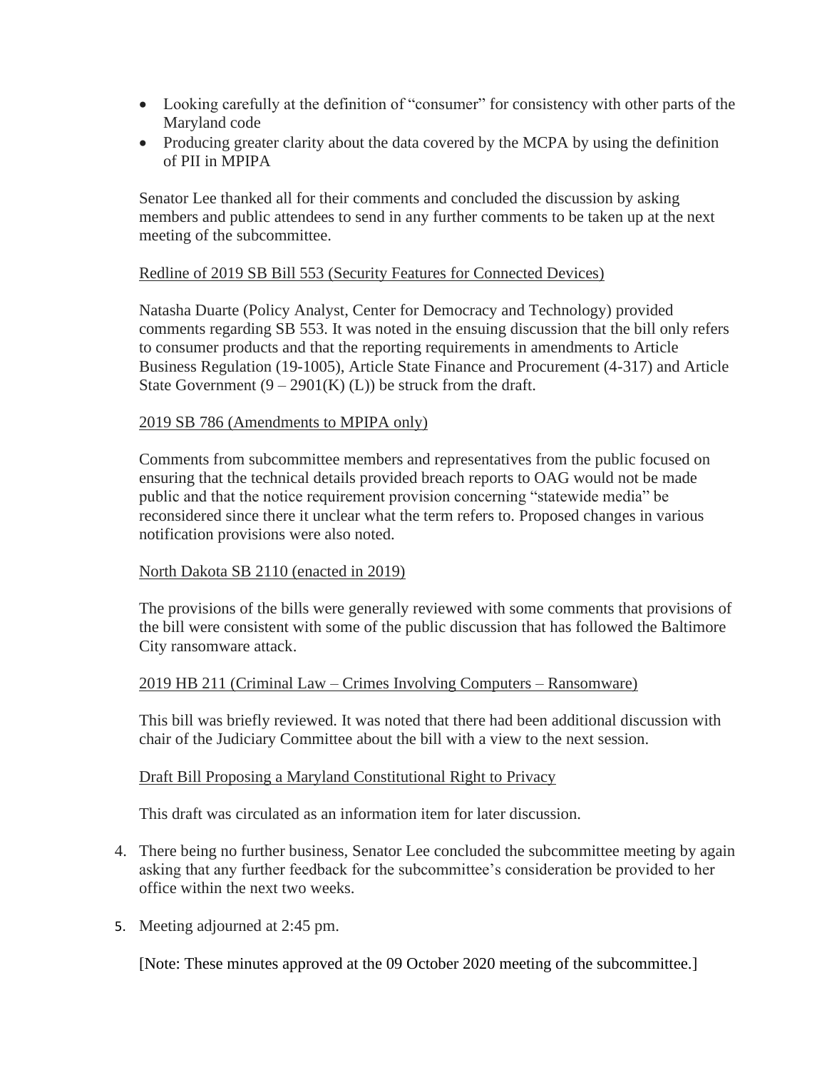- Looking carefully at the definition of "consumer" for consistency with other parts of the Maryland code
- Producing greater clarity about the data covered by the MCPA by using the definition of PII in MPIPA

Senator Lee thanked all for their comments and concluded the discussion by asking members and public attendees to send in any further comments to be taken up at the next meeting of the subcommittee.

<u>Redline of 2019 SB Bill 553 (Security Features for Connected Devices)</u>

Natasha Duarte (Policy Analyst, Center for Democracy and Technology) provided comments regarding SB 553. It was noted in the ensuing discussion that the bill only refers to consumer products and that the reporting requirements in amendments to Article Business Regulation (19-1005), Article State Finance and Procurement (4-317) and Article State Government (9 – 2901(K) (L)) be struck from the draft.

<u>2019 SB 786 (Amendments to MPIPA only)</u>

Comments from subcommittee members and representatives from the public focused on ensuring that the technical details provided breach reports to OAG would not be made public and that the notice requirement provision concerning "statewide media" be reconsidered since there it unclear what the term refers to. Proposed changes in various notification provisions were also noted.

<u>North Dakota SB 2110 (enacted in 2019)</u>

The provisions of the bills were generally reviewed with some comments that provisions of the bill were consistent with some of the public discussion that has followed the Baltimore City ransomware attack.

<u>2019 HB 211 (Criminal Law – Crimes Involving Computers – Ransomware)</u>

This bill was briefly reviewed. It was noted that there had been additional discussion with chair of the Judiciary Committee about the bill with a view to the next session.

<u>Draft Bill Proposing a Maryland Constitutional Right to Privacy</u>

This draft was circulated as an information item for later discussion.

4. There being no further business, Senator Lee concluded the subcommittee meeting by again asking that any further feedback for the subcommittee's consideration be provided to her office within the next two weeks.

5. Meeting adjourned at 2:45 pm.

[Note: These minutes approved at the 09 October 2020 meeting of the subcommittee.]